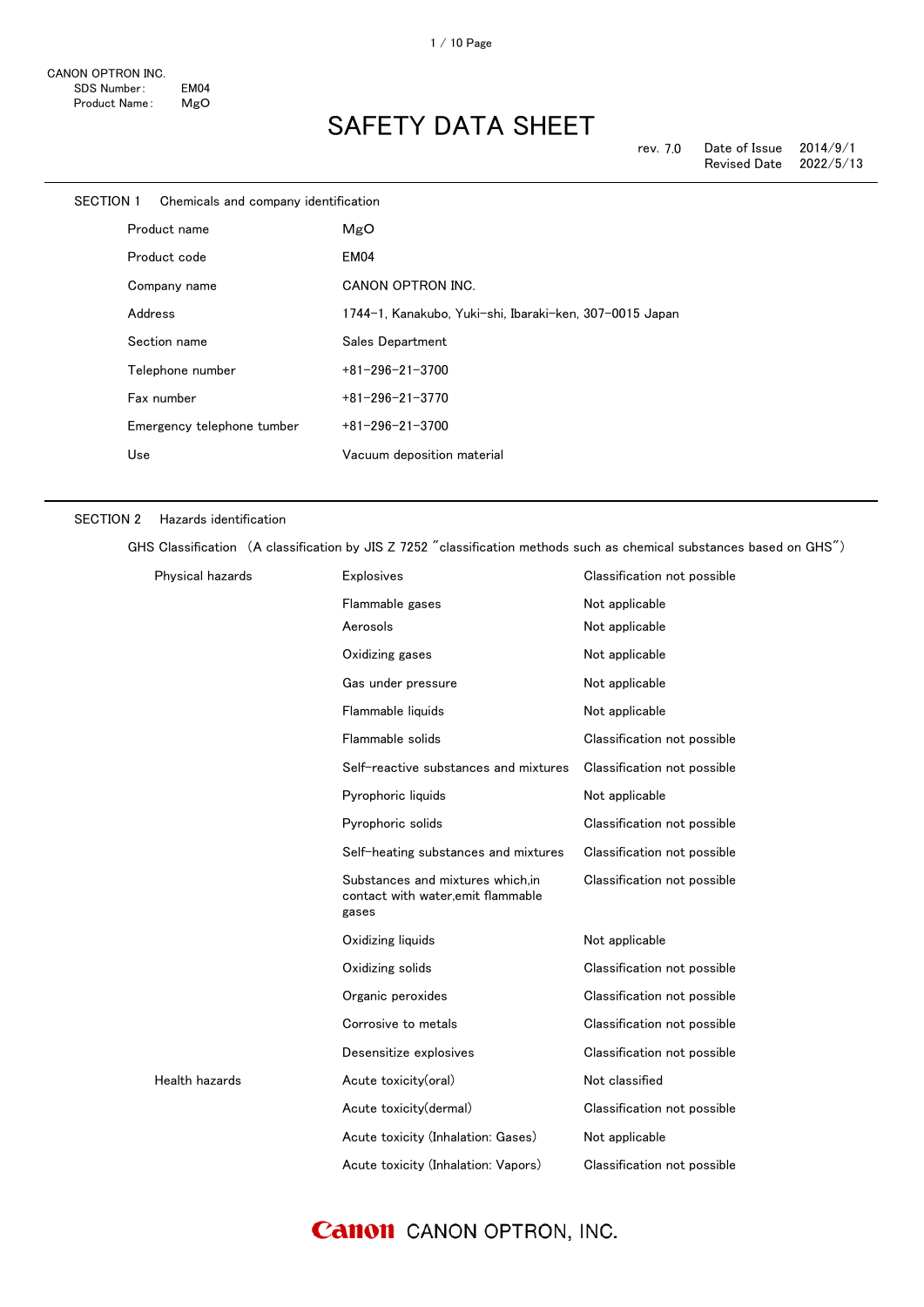CANON OPTRON INC.
SDS Number: EM04
Product Name: MgO

# SAFETY DATA SHEET

rev. 7.0 Date of Issue 2014/9/1
Revised Date 2022/5/13

## SECTION 1 Chemicals and company identification

| | |
|---|---|
| Product name | MgO |
| Product code | EM04 |
| Company name | CANON OPTRON INC. |
| Address | 1744-1, Kanakubo, Yuki-shi, Ibaraki-ken, 307-0015 Japan |
| Section name | Sales Department |
| Telephone number | +81-296-21-3700 |
| Fax number | +81-296-21-3770 |
| Emergency telephone tumber | +81-296-21-3700 |
| Use | Vacuum deposition material |

## SECTION 2 Hazards identification

GHS Classification (A classification by JIS Z 7252 "classification methods such as chemical substances based on GHS")

| | | |
|---|---|---|
| Physical hazards | Explosives | Classification not possible |
| | Flammable gases | Not applicable |
| | Aerosols | Not applicable |
| | Oxidizing gases | Not applicable |
| | Gas under pressure | Not applicable |
| | Flammable liquids | Not applicable |
| | Flammable solids | Classification not possible |
| | Self-reactive substances and mixtures | Classification not possible |
| | Pyrophoric liquids | Not applicable |
| | Pyrophoric solids | Classification not possible |
| | Self-heating substances and mixtures | Classification not possible |
| | Substances and mixtures which,in contact with water,emit flammable gases | Classification not possible |
| | Oxidizing liquids | Not applicable |
| | Oxidizing solids | Classification not possible |
| | Organic peroxides | Classification not possible |
| | Corrosive to metals | Classification not possible |
| | Desensitize explosives | Classification not possible |
| Health hazards | Acute toxicity(oral) | Not classified |
| | Acute toxicity(dermal) | Classification not possible |
| | Acute toxicity (Inhalation: Gases) | Not applicable |
| | Acute toxicity (Inhalation: Vapors) | Classification not possible |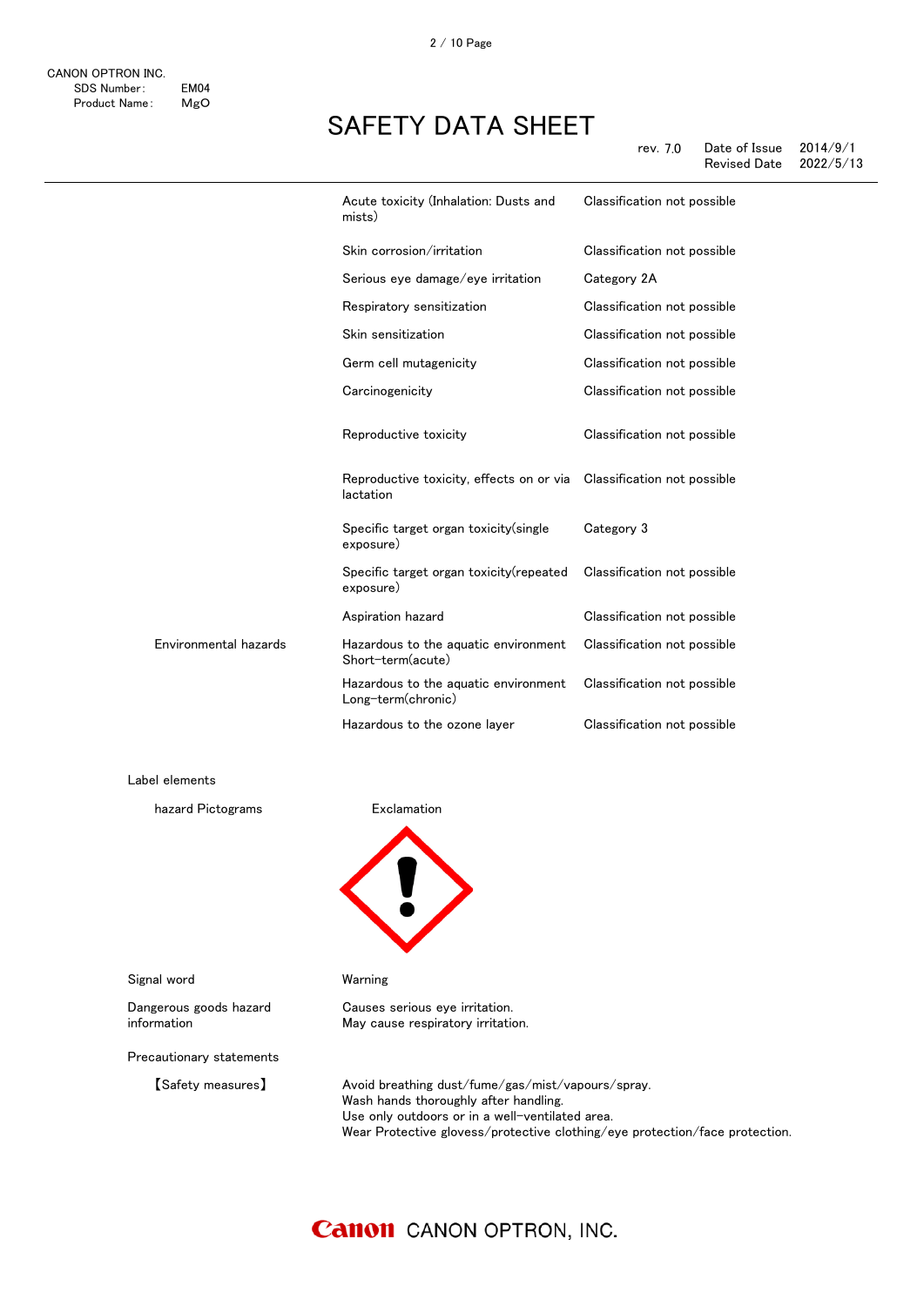| | | |
|---|---|---|
| | Acute toxicity (Inhalation: Dusts and mists) | Classification not possible |
| | Skin corrosion/irritation | Classification not possible |
| | Serious eye damage/eye irritation | Category 2A |
| | Respiratory sensitization | Classification not possible |
| | Skin sensitization | Classification not possible |
| | Germ cell mutagenicity | Classification not possible |
| | Carcinogenicity | Classification not possible |
| | Reproductive toxicity | Classification not possible |
| | Reproductive toxicity, effects on or via lactation | Classification not possible |
| | Specific target organ toxicity(single exposure) | Category 3 |
| | Specific target organ toxicity(repeated exposure) | Classification not possible |
| | Aspiration hazard | Classification not possible |
| Environmental hazards | Hazardous to the aquatic environment Short-term(acute) | Classification not possible |
| | Hazardous to the aquatic environment Long-term(chronic) | Classification not possible |
| | Hazardous to the ozone layer | Classification not possible |

Label elements

hazard Pictograms: Exclamation

Signal word: Warning

Dangerous goods hazard information:
Causes serious eye irritation.
May cause respiratory irritation.

Precautionary statements

【Safety measures】
Avoid breathing dust/fume/gas/mist/vapours/spray.
Wash hands thoroughly after handling.
Use only outdoors or in a well-ventilated area.
Wear Protective glovess/protective clothing/eye protection/face protection.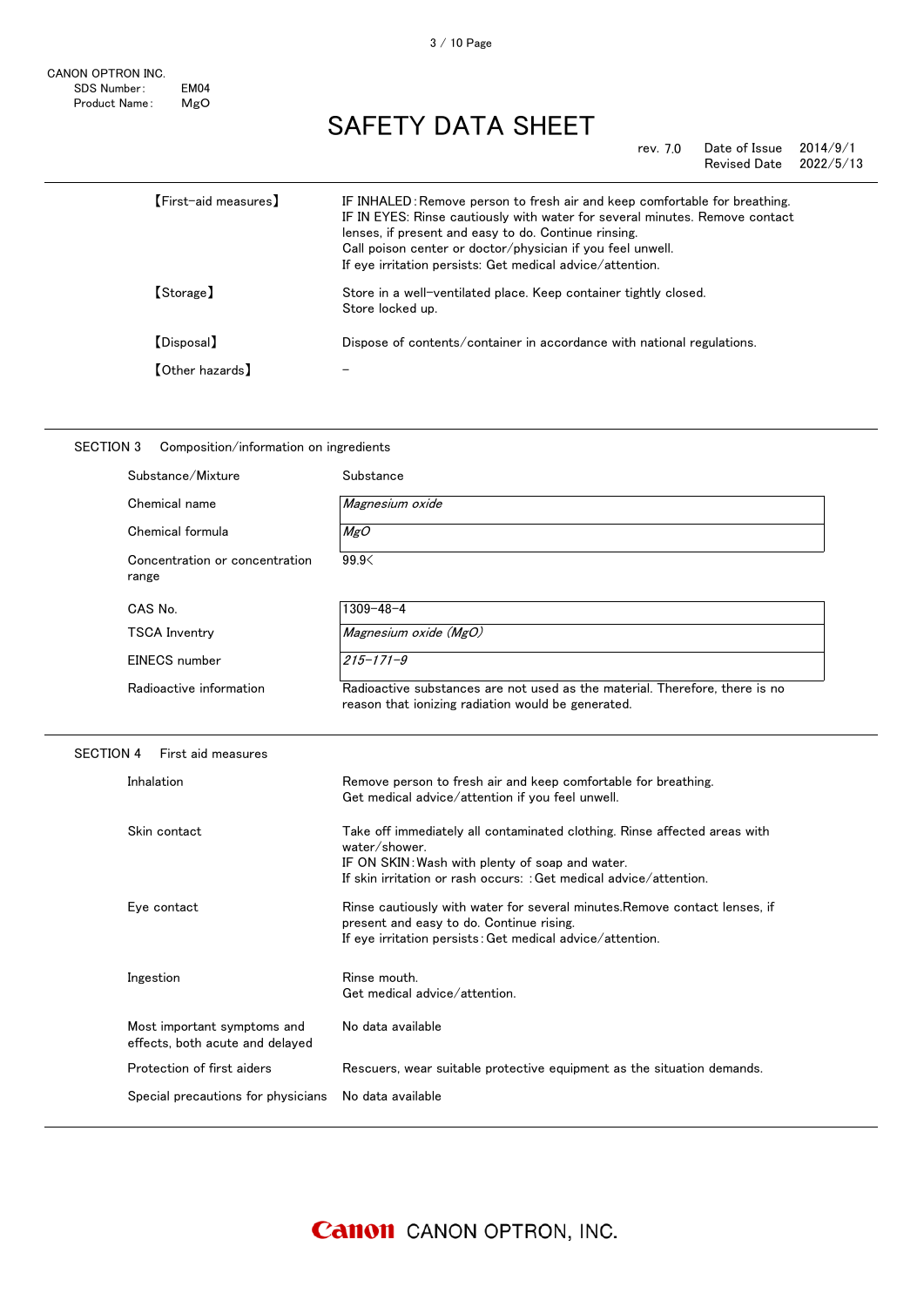| | |
|---|---|
| 【First-aid measures】 | IF INHALED：Remove person to fresh air and keep comfortable for breathing.<br>IF IN EYES: Rinse cautiously with water for several minutes. Remove contact lenses, if present and easy to do. Continue rinsing.<br>Call poison center or doctor/physician if you feel unwell.<br>If eye irritation persists: Get medical advice/attention. |
| 【Storage】 | Store in a well-ventilated place. Keep container tightly closed.<br>Store locked up. |
| 【Disposal】 | Dispose of contents/container in accordance with national regulations. |
| 【Other hazards】 | − |

## SECTION 3 Composition/information on ingredients

| | |
|---|---|
| Substance/Mixture | Substance |
| Chemical name | *Magnesium oxide* |
| Chemical formula | *MgO* |
| Concentration or concentration range | 99.9< |
| CAS No. | 1309-48-4 |
| TSCA Inventry | *Magnesium oxide (MgO)* |
| EINECS number | *215-171-9* |
| Radioactive information | Radioactive substances are not used as the material. Therefore, there is no reason that ionizing radiation would be generated. |

## SECTION 4 First aid measures

| | |
|---|---|
| Inhalation | Remove person to fresh air and keep comfortable for breathing.<br>Get medical advice/attention if you feel unwell. |
| Skin contact | Take off immediately all contaminated clothing. Rinse affected areas with water/shower.<br>IF ON SKIN：Wash with plenty of soap and water.<br>If skin irritation or rash occurs: ：Get medical advice/attention. |
| Eye contact | Rinse cautiously with water for several minutes.Remove contact lenses, if present and easy to do. Continue rising.<br>If eye irritation persists：Get medical advice/attention. |
| Ingestion | Rinse mouth.<br>Get medical advice/attention. |
| Most important symptoms and effects, both acute and delayed | No data available |
| Protection of first aiders | Rescuers, wear suitable protective equipment as the situation demands. |
| Special precautions for physicians | No data available |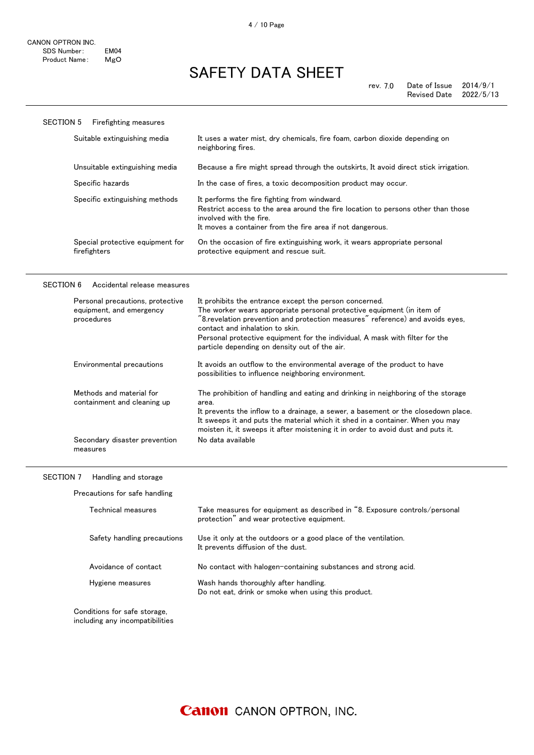CANON OPTRON INC.
SDS Number: EM04
Product Name: MgO

# SAFETY DATA SHEET

rev. 7.0 Date of Issue 2014/9/1
Revised Date 2022/5/13

## SECTION 5 Firefighting measures

| | |
|---|---|
| Suitable extinguishing media | It uses a water mist, dry chemicals, fire foam, carbon dioxide depending on neighboring fires. |
| Unsuitable extinguishing media | Because a fire might spread through the outskirts, It avoid direct stick irrigation. |
| Specific hazards | In the case of fires, a toxic decomposition product may occur. |
| Specific extinguishing methods | It performs the fire fighting from windward.<br>Restrict access to the area around the fire location to persons other than those involved with the fire.<br>It moves a container from the fire area if not dangerous. |
| Special protective equipment for firefighters | On the occasion of fire extinguishing work, it wears appropriate personal protective equipment and rescue suit. |

## SECTION 6 Accidental release measures

| | |
|---|---|
| Personal precautions, protective equipment, and emergency procedures | It prohibits the entrance except the person concerned.<br>The worker wears appropriate personal protective equipment (in item of "8.revelation prevention and protection measures" reference) and avoids eyes, contact and inhalation to skin.<br>Personal protective equipment for the individual, A mask with filter for the particle depending on density out of the air. |
| Environmental precautions | It avoids an outflow to the environmental average of the product to have possibilities to influence neighboring environment. |
| Methods and material for containment and cleaning up | The prohibition of handling and eating and drinking in neighboring of the storage area.<br>It prevents the inflow to a drainage, a sewer, a basement or the closedown place.<br>It sweeps it and puts the material which it shed in a container. When you may moisten it, it sweeps it after moistening it in order to avoid dust and puts it. |
| Secondary disaster prevention measures | No data available |

## SECTION 7 Handling and storage

Precautions for safe handling

| | |
|---|---|
| Technical measures | Take measures for equipment as described in "8. Exposure controls/personal protection" and wear protective equipment. |
| Safety handling precautions | Use it only at the outdoors or a good place of the ventilation.<br>It prevents diffusion of the dust. |
| Avoidance of contact | No contact with halogen-containing substances and strong acid. |
| Hygiene measures | Wash hands thoroughly after handling.<br>Do not eat, drink or smoke when using this product. |

Conditions for safe storage, including any incompatibilities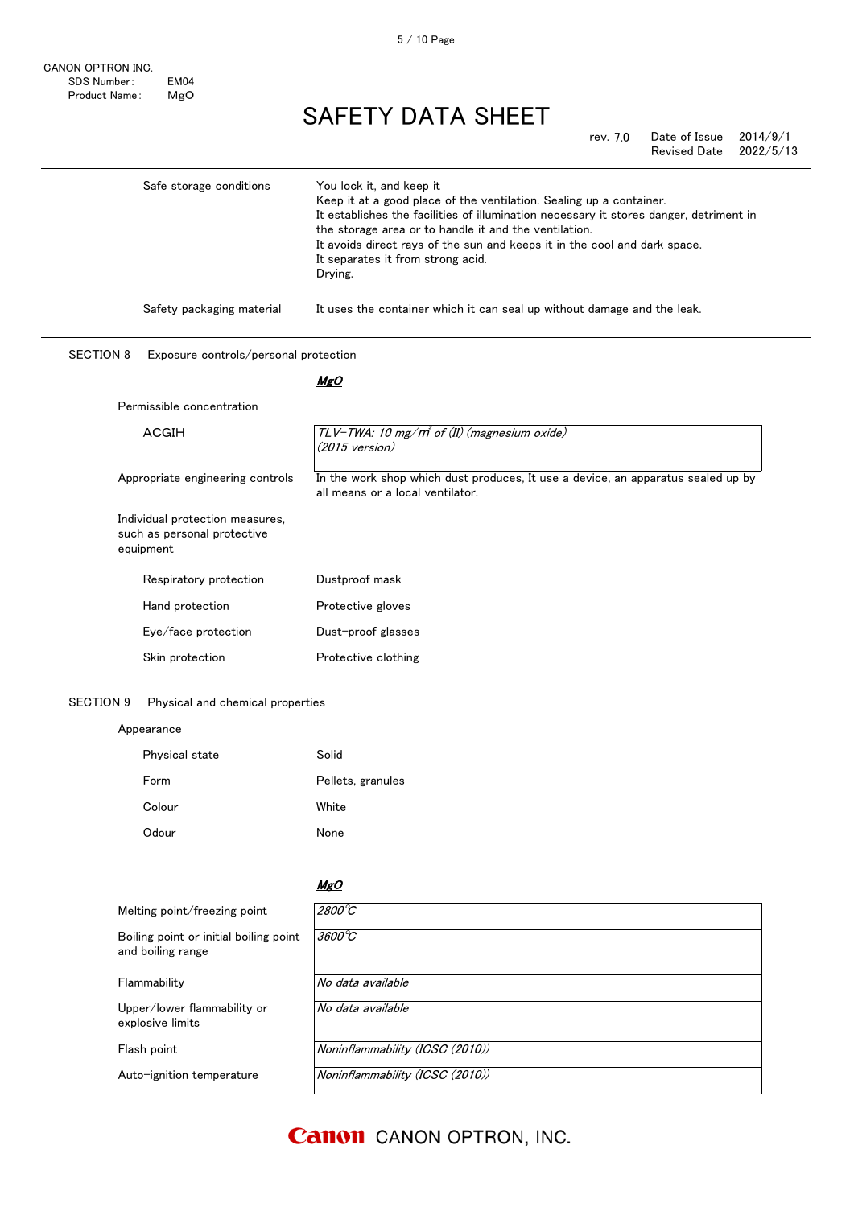| | |
|---|---|
| Safe storage conditions | You lock it, and keep it<br>Keep it at a good place of the ventilation. Sealing up a container.<br>It establishes the facilities of illumination necessary it stores danger, detriment in the storage area or to handle it and the ventilation.<br>It avoids direct rays of the sun and keeps it in the cool and dark space.<br>It separates it from strong acid.<br>Drying. |
| Safety packaging material | It uses the container which it can seal up without damage and the leak. |

## SECTION 8 Exposure controls/personal protection

***MgO***

Permissible concentration

| | |
|---|---|
| ACGIH | *TLV-TWA: 10 mg/m³ of (II) (magnesium oxide)*<br>*(2015 version)* |

| | |
|---|---|
| Appropriate engineering controls | In the work shop which dust produces, It use a device, an apparatus sealed up by all means or a local ventilator. |
| Individual protection measures, such as personal protective equipment | |
| Respiratory protection | Dustproof mask |
| Hand protection | Protective gloves |
| Eye/face protection | Dust-proof glasses |
| Skin protection | Protective clothing |

## SECTION 9 Physical and chemical properties

Appearance

| | |
|---|---|
| Physical state | Solid |
| Form | Pellets, granules |
| Colour | White |
| Odour | None |

| | ***MgO*** |
|---|---|
| Melting point/freezing point | *2800℃* |
| Boiling point or initial boiling point and boiling range | *3600℃* |
| Flammability | *No data available* |
| Upper/lower flammability or explosive limits | *No data available* |
| Flash point | *Noninflammability (ICSC (2010))* |
| Auto-ignition temperature | *Noninflammability (ICSC (2010))* |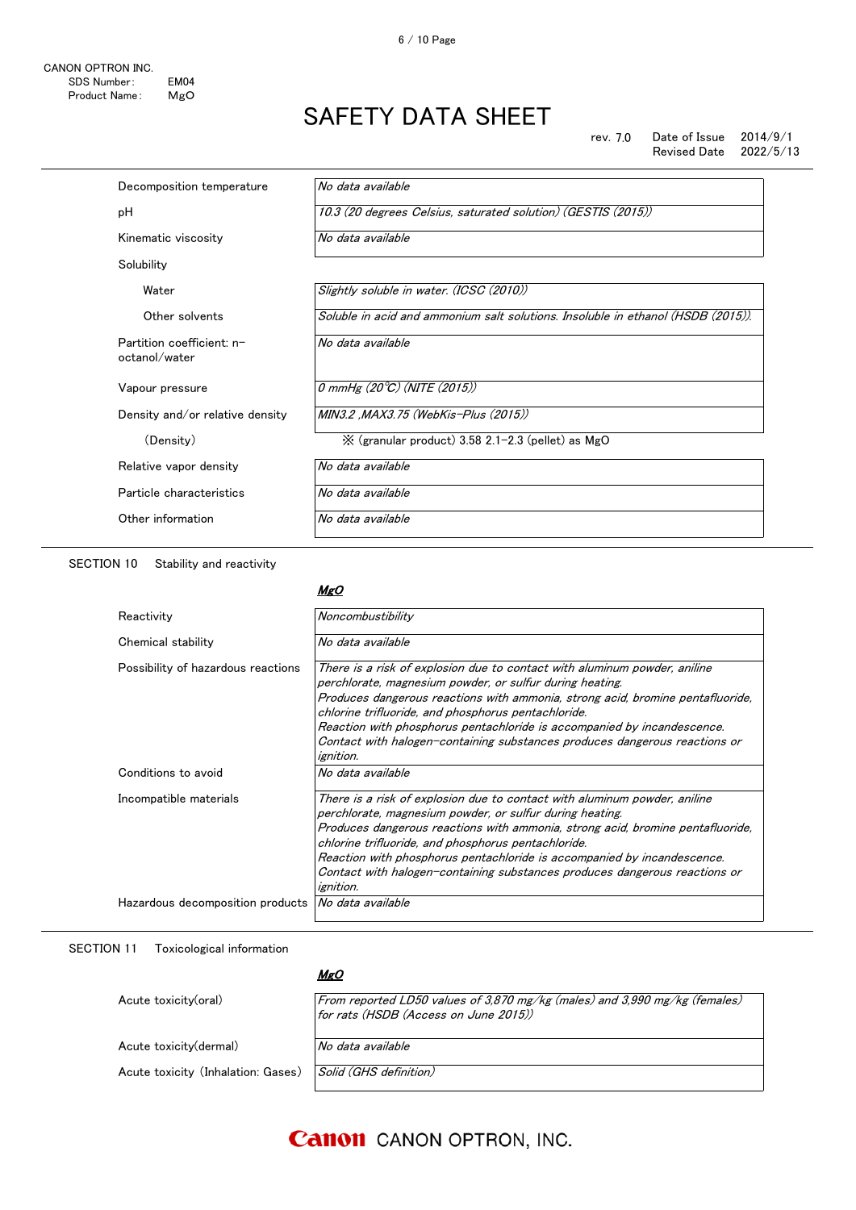| | |
|---|---|
| Decomposition temperature | *No data available* |
| pH | *10.3 (20 degrees Celsius, saturated solution) (GESTIS (2015))* |
| Kinematic viscosity | *No data available* |
| Solubility | |
| Water | *Slightly soluble in water. (ICSC (2010))* |
| Other solvents | *Soluble in acid and ammonium salt solutions. Insoluble in ethanol (HSDB (2015)).* |
| Partition coefficient: n-octanol/water | *No data available* |
| Vapour pressure | *0 mmHg (20℃) (NITE (2015))* |
| Density and/or relative density | *MIN3.2 ,MAX3.75 (WebKis-Plus (2015))* |
| (Density) | ※ (granular product) 3.58 2.1-2.3 (pellet) as MgO |
| Relative vapor density | *No data available* |
| Particle characteristics | *No data available* |
| Other information | *No data available* |

## SECTION 10 Stability and reactivity

| | ***MgO*** |
|---|---|
| Reactivity | *Noncombustibility* |
| Chemical stability | *No data available* |
| Possibility of hazardous reactions | *There is a risk of explosion due to contact with aluminum powder, aniline perchlorate, magnesium powder, or sulfur during heating. Produces dangerous reactions with ammonia, strong acid, bromine pentafluoride, chlorine trifluoride, and phosphorus pentachloride. Reaction with phosphorus pentachloride is accompanied by incandescence. Contact with halogen-containing substances produces dangerous reactions or ignition.* |
| Conditions to avoid | *No data available* |
| Incompatible materials | *There is a risk of explosion due to contact with aluminum powder, aniline perchlorate, magnesium powder, or sulfur during heating. Produces dangerous reactions with ammonia, strong acid, bromine pentafluoride, chlorine trifluoride, and phosphorus pentachloride. Reaction with phosphorus pentachloride is accompanied by incandescence. Contact with halogen-containing substances produces dangerous reactions or ignition.* |
| Hazardous decomposition products | *No data available* |

## SECTION 11 Toxicological information

| | ***MgO*** |
|---|---|
| Acute toxicity(oral) | *From reported LD50 values of 3,870 mg/kg (males) and 3,990 mg/kg (females) for rats (HSDB (Access on June 2015))* |
| Acute toxicity(dermal) | *No data available* |
| Acute toxicity (Inhalation: Gases) | *Solid (GHS definition)* |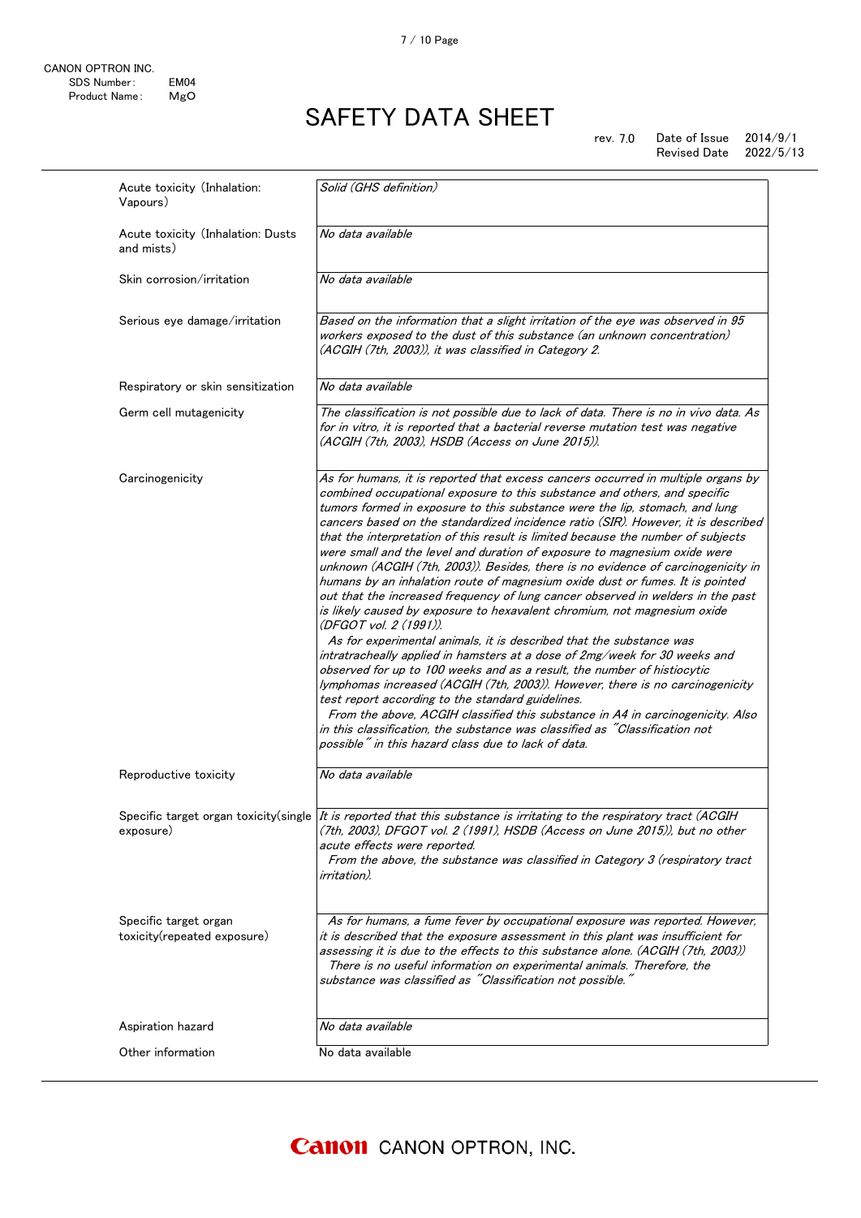| | |
|---|---|
| Acute toxicity (Inhalation: Vapours) | *Solid (GHS definition)* |
| Acute toxicity (Inhalation: Dusts and mists) | *No data available* |
| Skin corrosion/irritation | *No data available* |
| Serious eye damage/irritation | *Based on the information that a slight irritation of the eye was observed in 95 workers exposed to the dust of this substance (an unknown concentration) (ACGIH (7th, 2003)), it was classified in Category 2.* |
| Respiratory or skin sensitization | *No data available* |
| Germ cell mutagenicity | *The classification is not possible due to lack of data. There is no in vivo data. As for in vitro, it is reported that a bacterial reverse mutation test was negative (ACGIH (7th, 2003), HSDB (Access on June 2015)).* |
| Carcinogenicity | *As for humans, it is reported that excess cancers occurred in multiple organs by combined occupational exposure to this substance and others, and specific tumors formed in exposure to this substance were the lip, stomach, and lung cancers based on the standardized incidence ratio (SIR). However, it is described that the interpretation of this result is limited because the number of subjects were small and the level and duration of exposure to magnesium oxide were unknown (ACGIH (7th, 2003)). Besides, there is no evidence of carcinogenicity in humans by an inhalation route of magnesium oxide dust or fumes. It is pointed out that the increased frequency of lung cancer observed in welders in the past is likely caused by exposure to hexavalent chromium, not magnesium oxide (DFGOT vol. 2 (1991)).<br>As for experimental animals, it is described that the substance was intratracheally applied in hamsters at a dose of 2mg/week for 30 weeks and observed for up to 100 weeks and as a result, the number of histiocytic lymphomas increased (ACGIH (7th, 2003)). However, there is no carcinogenicity test report according to the standard guidelines.<br>From the above, ACGIH classified this substance in A4 in carcinogenicity. Also in this classification, the substance was classified as "Classification not possible" in this hazard class due to lack of data.* |
| Reproductive toxicity | *No data available* |
| Specific target organ toxicity(single exposure) | *It is reported that this substance is irritating to the respiratory tract (ACGIH (7th, 2003), DFGOT vol. 2 (1991), HSDB (Access on June 2015)), but no other acute effects were reported.<br>From the above, the substance was classified in Category 3 (respiratory tract irritation).* |
| Specific target organ toxicity(repeated exposure) | *As for humans, a fume fever by occupational exposure was reported. However, it is described that the exposure assessment in this plant was insufficient for assessing it is due to the effects to this substance alone. (ACGIH (7th, 2003))<br>There is no useful information on experimental animals. Therefore, the substance was classified as "Classification not possible."* |
| Aspiration hazard | *No data available* |
| Other information | No data available |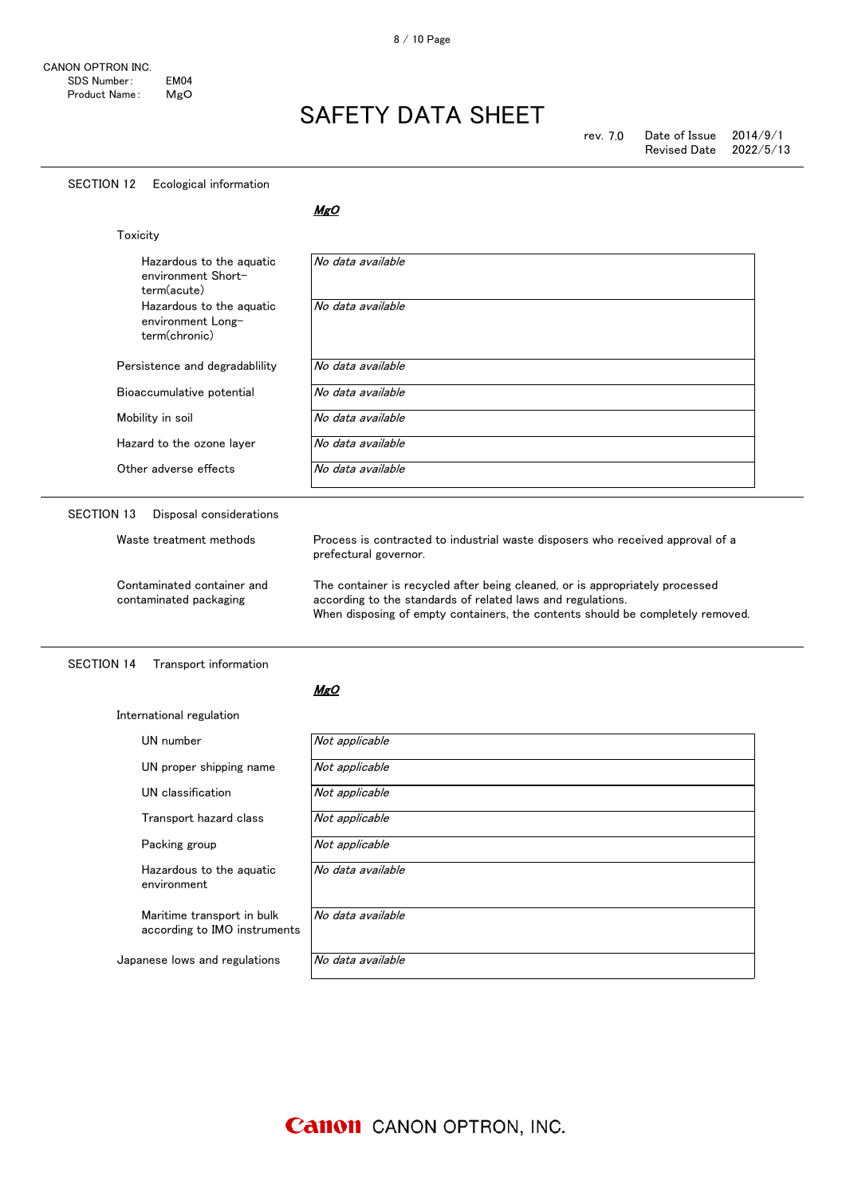## SECTION 12 Ecological information

***MgO***

Toxicity

| | |
|---|---|
| Hazardous to the aquatic environment Short-term(acute) | *No data available* |
| Hazardous to the aquatic environment Long-term(chronic) | *No data available* |
| Persistence and degradablility | *No data available* |
| Bioaccumulative potential | *No data available* |
| Mobility in soil | *No data available* |
| Hazard to the ozone layer | *No data available* |
| Other adverse effects | *No data available* |

## SECTION 13 Disposal considerations

| | |
|---|---|
| Waste treatment methods | Process is contracted to industrial waste disposers who received approval of a prefectural governor. |
| Contaminated container and contaminated packaging | The container is recycled after being cleaned, or is appropriately processed according to the standards of related laws and regulations. When disposing of empty containers, the contents should be completely removed. |

## SECTION 14 Transport information

***MgO***

International regulation

| | |
|---|---|
| UN number | *Not applicable* |
| UN proper shipping name | *Not applicable* |
| UN classification | *Not applicable* |
| Transport hazard class | *Not applicable* |
| Packing group | *Not applicable* |
| Hazardous to the aquatic environment | *No data available* |
| Maritime transport in bulk according to IMO instruments | *No data available* |
| Japanese lows and regulations | *No data available* |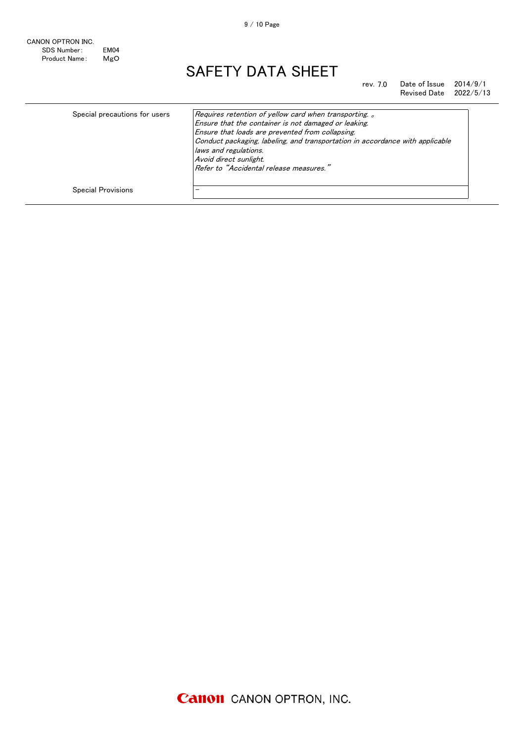| | |
|---|---|
| Special precautions for users | *Requires retention of yellow card when transporting.* 。<br>*Ensure that the container is not damaged or leaking.*<br>*Ensure that loads are prevented from collapsing.*<br>*Conduct packaging, labeling, and transportation in accordance with applicable laws and regulations.*<br>*Avoid direct sunlight.*<br>*Refer to "Accidental release measures."* |
| Special Provisions | － |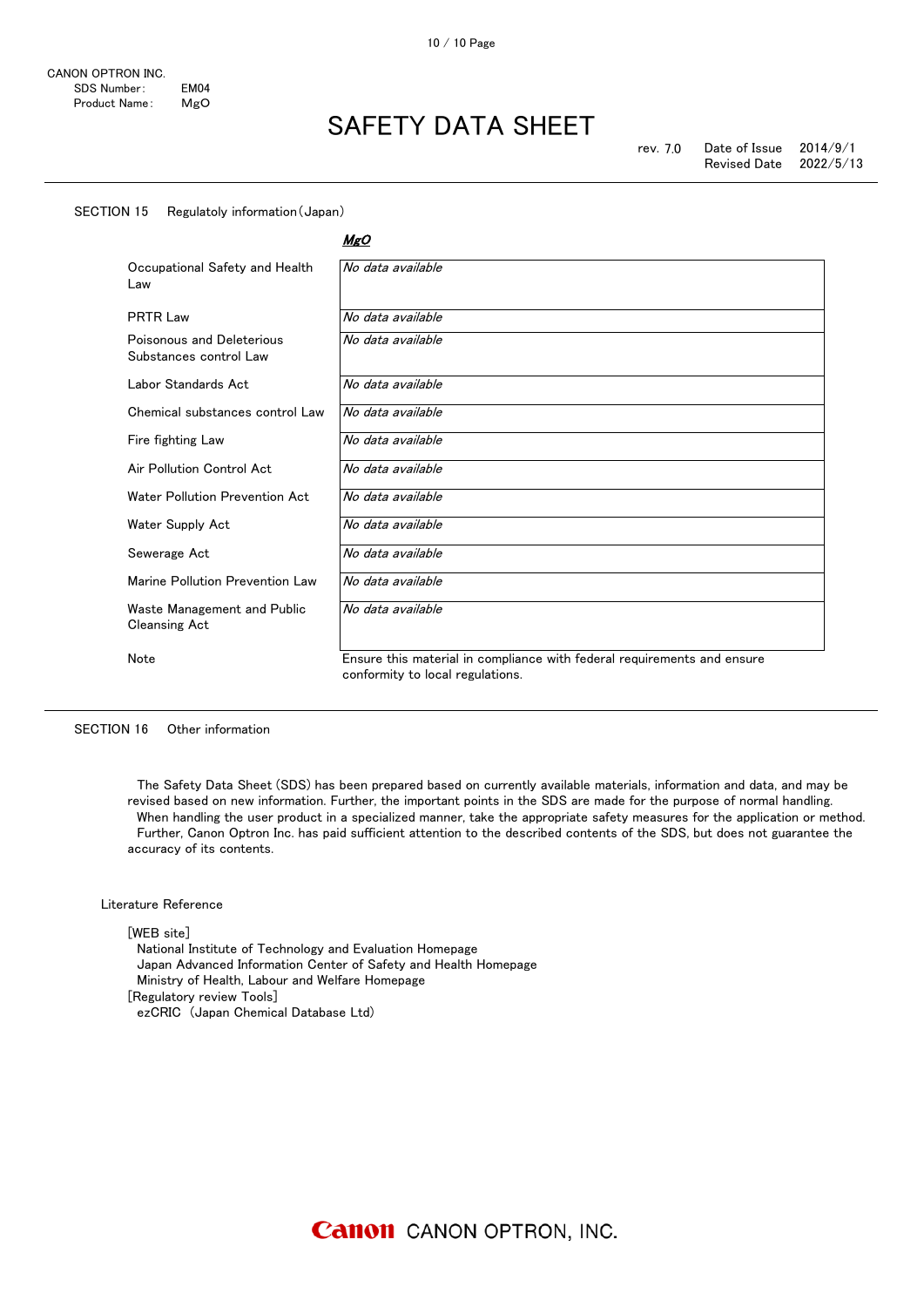CANON OPTRON INC.
SDS Number: EM04
Product Name: MgO

# SAFETY DATA SHEET

rev. 7.0 Date of Issue 2014/9/1
Revised Date 2022/5/13

## SECTION 15 Regulatoly information(Japan)

| | ***MgO*** |
|---|---|
| Occupational Safety and Health Law | *No data available* |
| PRTR Law | *No data available* |
| Poisonous and Deleterious Substances control Law | *No data available* |
| Labor Standards Act | *No data available* |
| Chemical substances control Law | *No data available* |
| Fire fighting Law | *No data available* |
| Air Pollution Control Act | *No data available* |
| Water Pollution Prevention Act | *No data available* |
| Water Supply Act | *No data available* |
| Sewerage Act | *No data available* |
| Marine Pollution Prevention Law | *No data available* |
| Waste Management and Public Cleansing Act | *No data available* |
| Note | Ensure this material in compliance with federal requirements and ensure conformity to local regulations. |

## SECTION 16 Other information

The Safety Data Sheet (SDS) has been prepared based on currently available materials, information and data, and may be revised based on new information. Further, the important points in the SDS are made for the purpose of normal handling.
When handling the user product in a specialized manner, take the appropriate safety measures for the application or method.
Further, Canon Optron Inc. has paid sufficient attention to the described contents of the SDS, but does not guarantee the accuracy of its contents.

Literature Reference

[WEB site]
National Institute of Technology and Evaluation Homepage
Japan Advanced Information Center of Safety and Health Homepage
Ministry of Health, Labour and Welfare Homepage
[Regulatory review Tools]
ezCRIC (Japan Chemical Database Ltd)

Canon CANON OPTRON, INC.